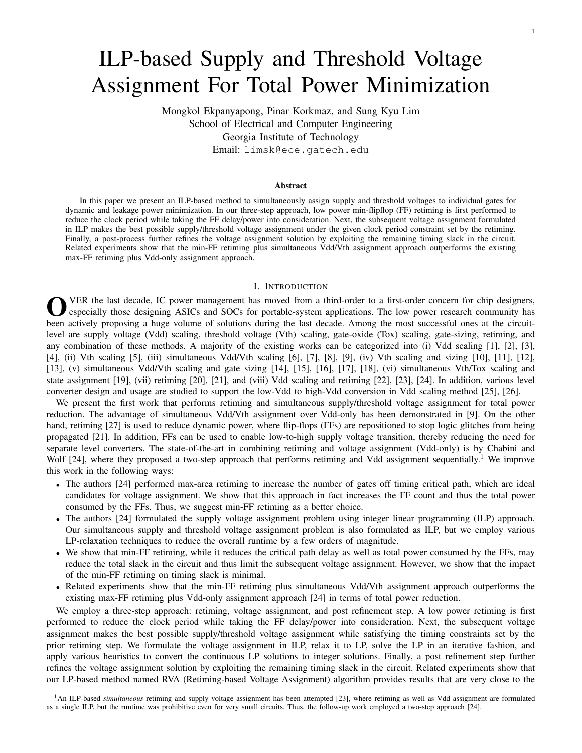# ILP-based Supply and Threshold Voltage Assignment For Total Power Minimization

Mongkol Ekpanyapong, Pinar Korkmaz, and Sung Kyu Lim
School of Electrical and Computer Engineering
Georgia Institute of Technology
Email: limsk@ece.gatech.edu

### Abstract

In this paper we present an ILP-based method to simultaneously assign supply and threshold voltages to individual gates for dynamic and leakage power minimization. In our three-step approach, low power min-flipflop (FF) retiming is first performed to reduce the clock period while taking the FF delay/power into consideration. Next, the subsequent voltage assignment formulated in ILP makes the best possible supply/threshold voltage assignment under the given clock period constraint set by the retiming. Finally, a post-process further refines the voltage assignment solution by exploiting the remaining timing slack in the circuit. Related experiments show that the min-FF retiming plus simultaneous Vdd/Vth assignment approach outperforms the existing max-FF retiming plus Vdd-only assignment approach.

## I. Introduction

OVER the last decade, IC power management has moved from a third-order to a first-order concern for chip designers, especially those designing ASICs and SOCs for portable-system applications. The low power research community has been actively proposing a huge volume of solutions during the last decade. Among the most successful ones at the circuit-level are supply voltage (Vdd) scaling, threshold voltage (Vth) scaling, gate-oxide (Tox) scaling, gate-sizing, retiming, and any combination of these methods. A majority of the existing works can be categorized into (i) Vdd scaling [1], [2], [3], [4], (ii) Vth scaling [5], (iii) simultaneous Vdd/Vth scaling [6], [7], [8], [9], (iv) Vth scaling and sizing [10], [11], [12], [13], (v) simultaneous Vdd/Vth scaling and gate sizing [14], [15], [16], [17], [18], (vi) simultaneous Vth/Tox scaling and state assignment [19], (vii) retiming [20], [21], and (viii) Vdd scaling and retiming [22], [23], [24]. In addition, various level converter design and usage are studied to support the low-Vdd to high-Vdd conversion in Vdd scaling method [25], [26].

We present the first work that performs retiming and simultaneous supply/threshold voltage assignment for total power reduction. The advantage of simultaneous Vdd/Vth assignment over Vdd-only has been demonstrated in [9]. On the other hand, retiming [27] is used to reduce dynamic power, where flip-flops (FFs) are repositioned to stop logic glitches from being propagated [21]. In addition, FFs can be used to enable low-to-high supply voltage transition, thereby reducing the need for separate level converters. The state-of-the-art in combining retiming and voltage assignment (Vdd-only) is by Chabini and Wolf [24], where they proposed a two-step approach that performs retiming and Vdd assignment sequentially.[1] We improve this work in the following ways:

- The authors [24] performed max-area retiming to increase the number of gates off timing critical path, which are ideal candidates for voltage assignment. We show that this approach in fact increases the FF count and thus the total power consumed by the FFs. Thus, we suggest min-FF retiming as a better choice.
- The authors [24] formulated the supply voltage assignment problem using integer linear programming (ILP) approach. Our simultaneous supply and threshold voltage assignment problem is also formulated as ILP, but we employ various LP-relaxation techniques to reduce the overall runtime by a few orders of magnitude.
- We show that min-FF retiming, while it reduces the critical path delay as well as total power consumed by the FFs, may reduce the total slack in the circuit and thus limit the subsequent voltage assignment. However, we show that the impact of the min-FF retiming on timing slack is minimal.
- Related experiments show that the min-FF retiming plus simultaneous Vdd/Vth assignment approach outperforms the existing max-FF retiming plus Vdd-only assignment approach [24] in terms of total power reduction.

We employ a three-step approach: retiming, voltage assignment, and post refinement step. A low power retiming is first performed to reduce the clock period while taking the FF delay/power into consideration. Next, the subsequent voltage assignment makes the best possible supply/threshold voltage assignment while satisfying the timing constraints set by the prior retiming step. We formulate the voltage assignment in ILP, relax it to LP, solve the LP in an iterative fashion, and apply various heuristics to convert the continuous LP solutions to integer solutions. Finally, a post refinement step further refines the voltage assignment solution by exploiting the remaining timing slack in the circuit. Related experiments show that our LP-based method named RVA (Retiming-based Voltage Assignment) algorithm provides results that are very close to the

[1] An ILP-based *simultaneous* retiming and supply voltage assignment has been attempted [23], where retiming as well as Vdd assignment are formulated as a single ILP, but the runtime was prohibitive even for very small circuits. Thus, the follow-up work employed a two-step approach [24].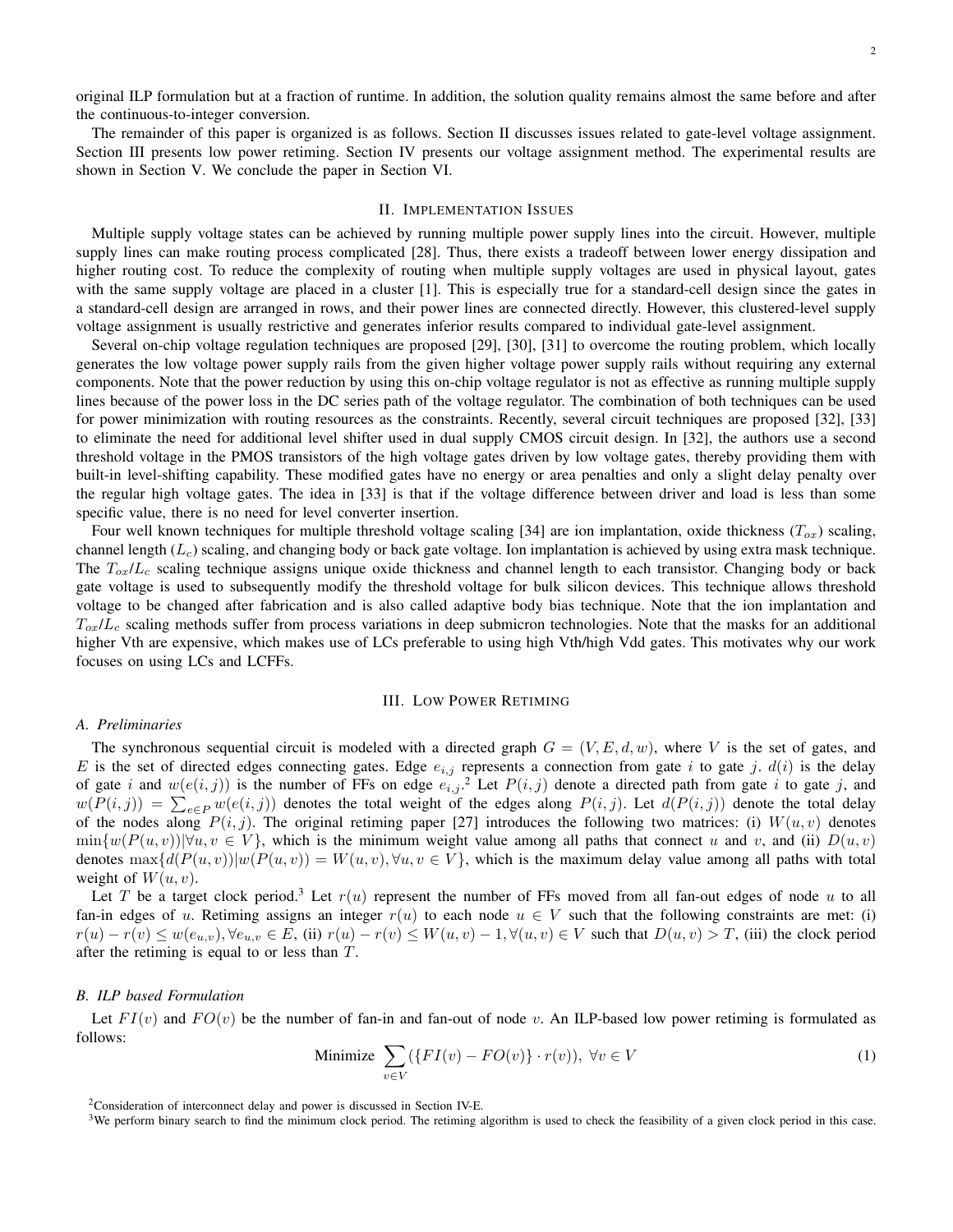original ILP formulation but at a fraction of runtime. In addition, the solution quality remains almost the same before and after the continuous-to-integer conversion.

The remainder of this paper is organized is as follows. Section II discusses issues related to gate-level voltage assignment. Section III presents low power retiming. Section IV presents our voltage assignment method. The experimental results are shown in Section V. We conclude the paper in Section VI.

## II. Implementation Issues

Multiple supply voltage states can be achieved by running multiple power supply lines into the circuit. However, multiple supply lines can make routing process complicated [28]. Thus, there exists a tradeoff between lower energy dissipation and higher routing cost. To reduce the complexity of routing when multiple supply voltages are used in physical layout, gates with the same supply voltage are placed in a cluster [1]. This is especially true for a standard-cell design since the gates in a standard-cell design are arranged in rows, and their power lines are connected directly. However, this clustered-level supply voltage assignment is usually restrictive and generates inferior results compared to individual gate-level assignment.

Several on-chip voltage regulation techniques are proposed [29], [30], [31] to overcome the routing problem, which locally generates the low voltage power supply rails from the given higher voltage power supply rails without requiring any external components. Note that the power reduction by using this on-chip voltage regulator is not as effective as running multiple supply lines because of the power loss in the DC series path of the voltage regulator. The combination of both techniques can be used for power minimization with routing resources as the constraints. Recently, several circuit techniques are proposed [32], [33] to eliminate the need for additional level shifter used in dual supply CMOS circuit design. In [32], the authors use a second threshold voltage in the PMOS transistors of the high voltage gates driven by low voltage gates, thereby providing them with built-in level-shifting capability. These modified gates have no energy or area penalties and only a slight delay penalty over the regular high voltage gates. The idea in [33] is that if the voltage difference between driver and load is less than some specific value, there is no need for level converter insertion.

Four well known techniques for multiple threshold voltage scaling [34] are ion implantation, oxide thickness ($T_{ox}$) scaling, channel length ($L_c$) scaling, and changing body or back gate voltage. Ion implantation is achieved by using extra mask technique. The $T_{ox}/L_c$ scaling technique assigns unique oxide thickness and channel length to each transistor. Changing body or back gate voltage is used to subsequently modify the threshold voltage for bulk silicon devices. This technique allows threshold voltage to be changed after fabrication and is also called adaptive body bias technique. Note that the ion implantation and $T_{ox}/L_c$ scaling methods suffer from process variations in deep submicron technologies. Note that the masks for an additional higher Vth are expensive, which makes use of LCs preferable to using high Vth/high Vdd gates. This motivates why our work focuses on using LCs and LCFFs.

## III. Low Power Retiming

### A. Preliminaries

The synchronous sequential circuit is modeled with a directed graph $G = (V, E, d, w)$, where $V$ is the set of gates, and $E$ is the set of directed edges connecting gates. Edge $e_{i,j}$ represents a connection from gate $i$ to gate $j$. $d(i)$ is the delay of gate $i$ and $w(e(i, j))$ is the number of FFs on edge $e_{i,j}$.[2] Let $P(i, j)$ denote a directed path from gate $i$ to gate $j$, and $w(P(i, j)) = \sum_{e \in P} w(e(i, j))$ denotes the total weight of the edges along $P(i, j)$. Let $d(P(i, j))$ denote the total delay of the nodes along $P(i, j)$. The original retiming paper [27] introduces the following two matrices: (i) $W(u, v)$ denotes $\min\{w(P(u, v)) | \forall u, v \in V\}$, which is the minimum weight value among all paths that connect $u$ and $v$, and (ii) $D(u, v)$ denotes $\max\{d(P(u, v)) | w(P(u, v)) = W(u, v), \forall u, v \in V\}$, which is the maximum delay value among all paths with total weight of $W(u, v)$.

Let $T$ be a target clock period.[3] Let $r(u)$ represent the number of FFs moved from all fan-out edges of node $u$ to all fan-in edges of $u$. Retiming assigns an integer $r(u)$ to each node $u \in V$ such that the following constraints are met: (i) $r(u) - r(v) \le w(e_{u,v}), \forall e_{u,v} \in E$, (ii) $r(u) - r(v) \le W(u, v) - 1, \forall (u, v) \in V$ such that $D(u, v) > T$, (iii) the clock period after the retiming is equal to or less than $T$.

### B. ILP based Formulation

Let $FI(v)$ and $FO(v)$ be the number of fan-in and fan-out of node $v$. An ILP-based low power retiming is formulated as follows:

$$\text{Minimize } \sum_{v \in V} (\{FI(v) - FO(v)\} \cdot r(v)), \ \forall v \in V \tag{1}$$

[2] Consideration of interconnect delay and power is discussed in Section IV-E.

[3] We perform binary search to find the minimum clock period. The retiming algorithm is used to check the feasibility of a given clock period in this case.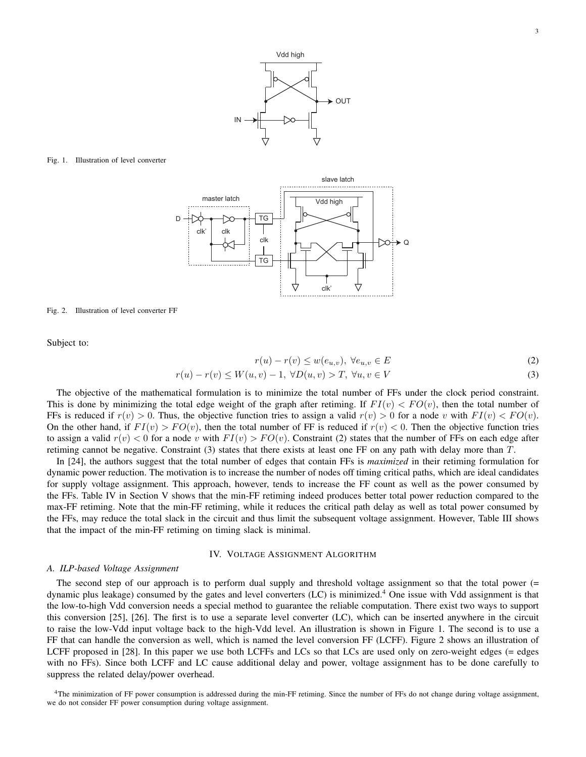Fig. 1. Illustration of level converter

Fig. 2. Illustration of level converter FF

Subject to:

$$r(u) - r(v) \leq w(e_{u,v}), \ \forall e_{u,v} \in E \tag{2}$$

$$r(u) - r(v) \leq W(u,v) - 1, \ \forall D(u,v) > T, \ \forall u,v \in V \tag{3}$$

The objective of the mathematical formulation is to minimize the total number of FFs under the clock period constraint. This is done by minimizing the total edge weight of the graph after retiming. If $FI(v) < FO(v)$, then the total number of FFs is reduced if $r(v) > 0$. Thus, the objective function tries to assign a valid $r(v) > 0$ for a node $v$ with $FI(v) < FO(v)$. On the other hand, if $FI(v) > FO(v)$, then the total number of FF is reduced if $r(v) < 0$. Then the objective function tries to assign a valid $r(v) < 0$ for a node $v$ with $FI(v) > FO(v)$. Constraint (2) states that the number of FFs on each edge after retiming cannot be negative. Constraint (3) states that there exists at least one FF on any path with delay more than $T$.

In [24], the authors suggest that the total number of edges that contain FFs is *maximized* in their retiming formulation for dynamic power reduction. The motivation is to increase the number of nodes off timing critical paths, which are ideal candidates for supply voltage assignment. This approach, however, tends to increase the FF count as well as the power consumed by the FFs. Table IV in Section V shows that the min-FF retiming indeed produces better total power reduction compared to the max-FF retiming. Note that the min-FF retiming, while it reduces the critical path delay as well as total power consumed by the FFs, may reduce the total slack in the circuit and thus limit the subsequent voltage assignment. However, Table III shows that the impact of the min-FF retiming on timing slack is minimal.

## IV. Voltage Assignment Algorithm

### A. ILP-based Voltage Assignment

The second step of our approach is to perform dual supply and threshold voltage assignment so that the total power (= dynamic plus leakage) consumed by the gates and level converters (LC) is minimized.[4] One issue with Vdd assignment is that the low-to-high Vdd conversion needs a special method to guarantee the reliable computation. There exist two ways to support this conversion [25], [26]. The first is to use a separate level converter (LC), which can be inserted anywhere in the circuit to raise the low-Vdd input voltage back to the high-Vdd level. An illustration is shown in Figure 1. The second is to use a FF that can handle the conversion as well, which is named the level conversion FF (LCFF). Figure 2 shows an illustration of LCFF proposed in [28]. In this paper we use both LCFFs and LCs so that LCs are used only on zero-weight edges (= edges with no FFs). Since both LCFF and LC cause additional delay and power, voltage assignment has to be done carefully to suppress the related delay/power overhead.

[4] The minimization of FF power consumption is addressed during the min-FF retiming. Since the number of FFs do not change during voltage assignment, we do not consider FF power consumption during voltage assignment.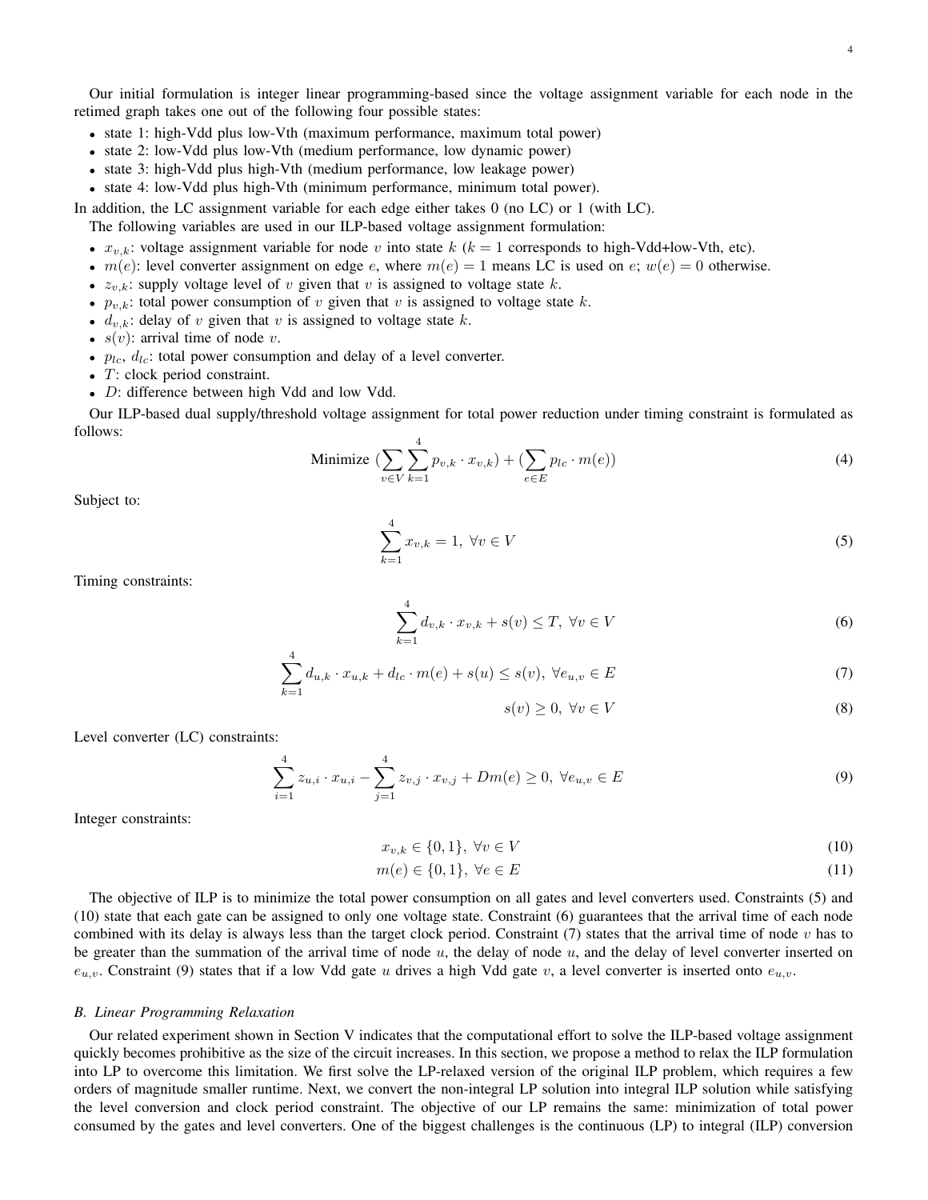Our initial formulation is integer linear programming-based since the voltage assignment variable for each node in the retimed graph takes one out of the following four possible states:

- state 1: high-Vdd plus low-Vth (maximum performance, maximum total power)
- state 2: low-Vdd plus low-Vth (medium performance, low dynamic power)
- state 3: high-Vdd plus high-Vth (medium performance, low leakage power)
- state 4: low-Vdd plus high-Vth (minimum performance, minimum total power).

In addition, the LC assignment variable for each edge either takes 0 (no LC) or 1 (with LC).

The following variables are used in our ILP-based voltage assignment formulation:

- $x_{v,k}$: voltage assignment variable for node $v$ into state $k$ ($k = 1$ corresponds to high-Vdd+low-Vth, etc).
- $m(e)$: level converter assignment on edge $e$, where $m(e) = 1$ means LC is used on $e$; $w(e) = 0$ otherwise.
- $z_{v,k}$: supply voltage level of $v$ given that $v$ is assigned to voltage state $k$.
- $p_{v,k}$: total power consumption of $v$ given that $v$ is assigned to voltage state $k$.
- $d_{v,k}$: delay of $v$ given that $v$ is assigned to voltage state $k$.
- $s(v)$: arrival time of node $v$.
- $p_{lc}$, $d_{lc}$: total power consumption and delay of a level converter.
- $T$: clock period constraint.
- $D$: difference between high Vdd and low Vdd.

Our ILP-based dual supply/threshold voltage assignment for total power reduction under timing constraint is formulated as follows:

$$\text{Minimize } \left(\sum_{v \in V} \sum_{k=1}^{4} p_{v,k} \cdot x_{v,k}\right) + \left(\sum_{e \in E} p_{lc} \cdot m(e)\right) \tag{4}$$

Subject to:

$$\sum_{k=1}^{4} x_{v,k} = 1, \ \forall v \in V \tag{5}$$

Timing constraints:

$$\sum_{k=1}^{4} d_{v,k} \cdot x_{v,k} + s(v) \leq T, \ \forall v \in V \tag{6}$$

$$\sum_{k=1}^{4} d_{u,k} \cdot x_{u,k} + d_{lc} \cdot m(e) + s(u) \leq s(v), \ \forall e_{u,v} \in E \tag{7}$$

$$s(v) \geq 0, \ \forall v \in V \tag{8}$$

Level converter (LC) constraints:

$$\sum_{i=1}^{4} z_{u,i} \cdot x_{u,i} - \sum_{j=1}^{4} z_{v,j} \cdot x_{v,j} + Dm(e) \geq 0, \ \forall e_{u,v} \in E \tag{9}$$

Integer constraints:

$$x_{v,k} \in \{0, 1\}, \ \forall v \in V \tag{10}$$

$$m(e) \in \{0, 1\}, \ \forall e \in E \tag{11}$$

The objective of ILP is to minimize the total power consumption on all gates and level converters used. Constraints (5) and (10) state that each gate can be assigned to only one voltage state. Constraint (6) guarantees that the arrival time of each node combined with its delay is always less than the target clock period. Constraint (7) states that the arrival time of node $v$ has to be greater than the summation of the arrival time of node $u$, the delay of node $u$, and the delay of level converter inserted on $e_{u,v}$. Constraint (9) states that if a low Vdd gate $u$ drives a high Vdd gate $v$, a level converter is inserted onto $e_{u,v}$.

### *B. Linear Programming Relaxation*

Our related experiment shown in Section V indicates that the computational effort to solve the ILP-based voltage assignment quickly becomes prohibitive as the size of the circuit increases. In this section, we propose a method to relax the ILP formulation into LP to overcome this limitation. We first solve the LP-relaxed version of the original ILP problem, which requires a few orders of magnitude smaller runtime. Next, we convert the non-integral LP solution into integral ILP solution while satisfying the level conversion and clock period constraint. The objective of our LP remains the same: minimization of total power consumed by the gates and level converters. One of the biggest challenges is the continuous (LP) to integral (ILP) conversion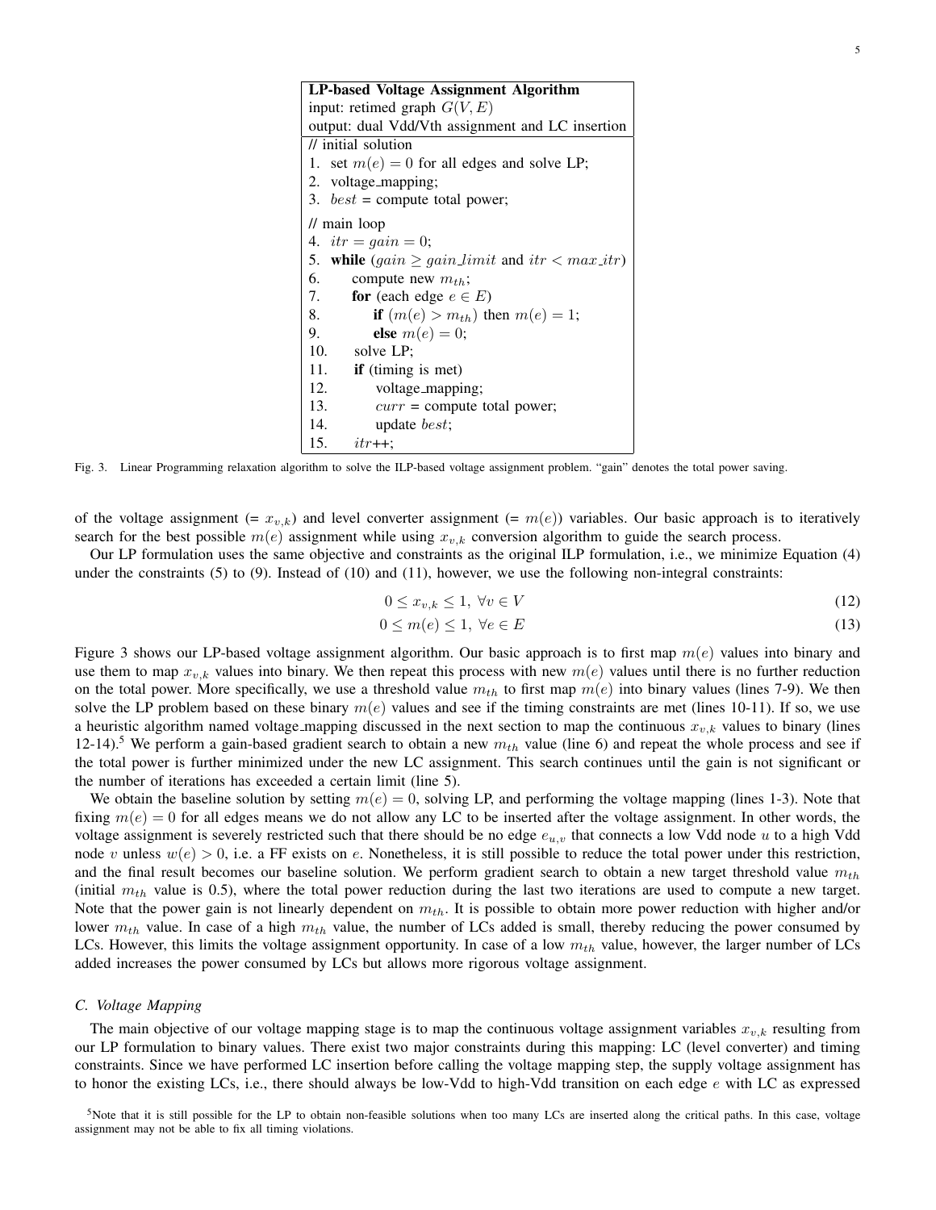```
LP-based Voltage Assignment Algorithm
input: retimed graph G(V, E)
output: dual Vdd/Vth assignment and LC insertion
// initial solution
1.  set m(e) = 0 for all edges and solve LP;
2.  voltage_mapping;
3.  best = compute total power;
// main loop
4.  itr = gain = 0;
5.  while (gain ≥ gain_limit and itr < max_itr)
6.      compute new m_th;
7.      for (each edge e ∈ E)
8.          if (m(e) > m_th) then m(e) = 1;
9.          else m(e) = 0;
10.     solve LP;
11.     if (timing is met)
12.         voltage_mapping;
13.         curr = compute total power;
14.         update best;
15.     itr++;
```

Fig. 3. Linear Programming relaxation algorithm to solve the ILP-based voltage assignment problem. "gain" denotes the total power saving.

of the voltage assignment (= $x_{v,k}$) and level converter assignment (= $m(e)$) variables. Our basic approach is to iteratively search for the best possible $m(e)$ assignment while using $x_{v,k}$ conversion algorithm to guide the search process.

Our LP formulation uses the same objective and constraints as the original ILP formulation, i.e., we minimize Equation (4) under the constraints (5) to (9). Instead of (10) and (11), however, we use the following non-integral constraints:

$$0 \leq x_{v,k} \leq 1, \ \forall v \in V \tag{12}$$

$$0 \leq m(e) \leq 1, \ \forall e \in E \tag{13}$$

Figure 3 shows our LP-based voltage assignment algorithm. Our basic approach is to first map $m(e)$ values into binary and use them to map $x_{v,k}$ values into binary. We then repeat this process with new $m(e)$ values until there is no further reduction on the total power. More specifically, we use a threshold value $m_{th}$ to first map $m(e)$ into binary values (lines 7-9). We then solve the LP problem based on these binary $m(e)$ values and see if the timing constraints are met (lines 10-11). If so, we use a heuristic algorithm named voltage_mapping discussed in the next section to map the continuous $x_{v,k}$ values to binary (lines 12-14).[5] We perform a gain-based gradient search to obtain a new $m_{th}$ value (line 6) and repeat the whole process and see if the total power is further minimized under the new LC assignment. This search continues until the gain is not significant or the number of iterations has exceeded a certain limit (line 5).

We obtain the baseline solution by setting $m(e) = 0$, solving LP, and performing the voltage mapping (lines 1-3). Note that fixing $m(e) = 0$ for all edges means we do not allow any LC to be inserted after the voltage assignment. In other words, the voltage assignment is severely restricted such that there should be no edge $e_{u,v}$ that connects a low Vdd node $u$ to a high Vdd node $v$ unless $w(e) > 0$, i.e. a FF exists on $e$. Nonetheless, it is still possible to reduce the total power under this restriction, and the final result becomes our baseline solution. We perform gradient search to obtain a new target threshold value $m_{th}$ (initial $m_{th}$ value is 0.5), where the total power reduction during the last two iterations are used to compute a new target. Note that the power gain is not linearly dependent on $m_{th}$. It is possible to obtain more power reduction with higher and/or lower $m_{th}$ value. In case of a high $m_{th}$ value, the number of LCs added is small, thereby reducing the power consumed by LCs. However, this limits the voltage assignment opportunity. In case of a low $m_{th}$ value, however, the larger number of LCs added increases the power consumed by LCs but allows more rigorous voltage assignment.

### C. Voltage Mapping

The main objective of our voltage mapping stage is to map the continuous voltage assignment variables $x_{v,k}$ resulting from our LP formulation to binary values. There exist two major constraints during this mapping: LC (level converter) and timing constraints. Since we have performed LC insertion before calling the voltage mapping step, the supply voltage assignment has to honor the existing LCs, i.e., there should always be low-Vdd to high-Vdd transition on each edge $e$ with LC as expressed

[5] Note that it is still possible for the LP to obtain non-feasible solutions when too many LCs are inserted along the critical paths. In this case, voltage assignment may not be able to fix all timing violations.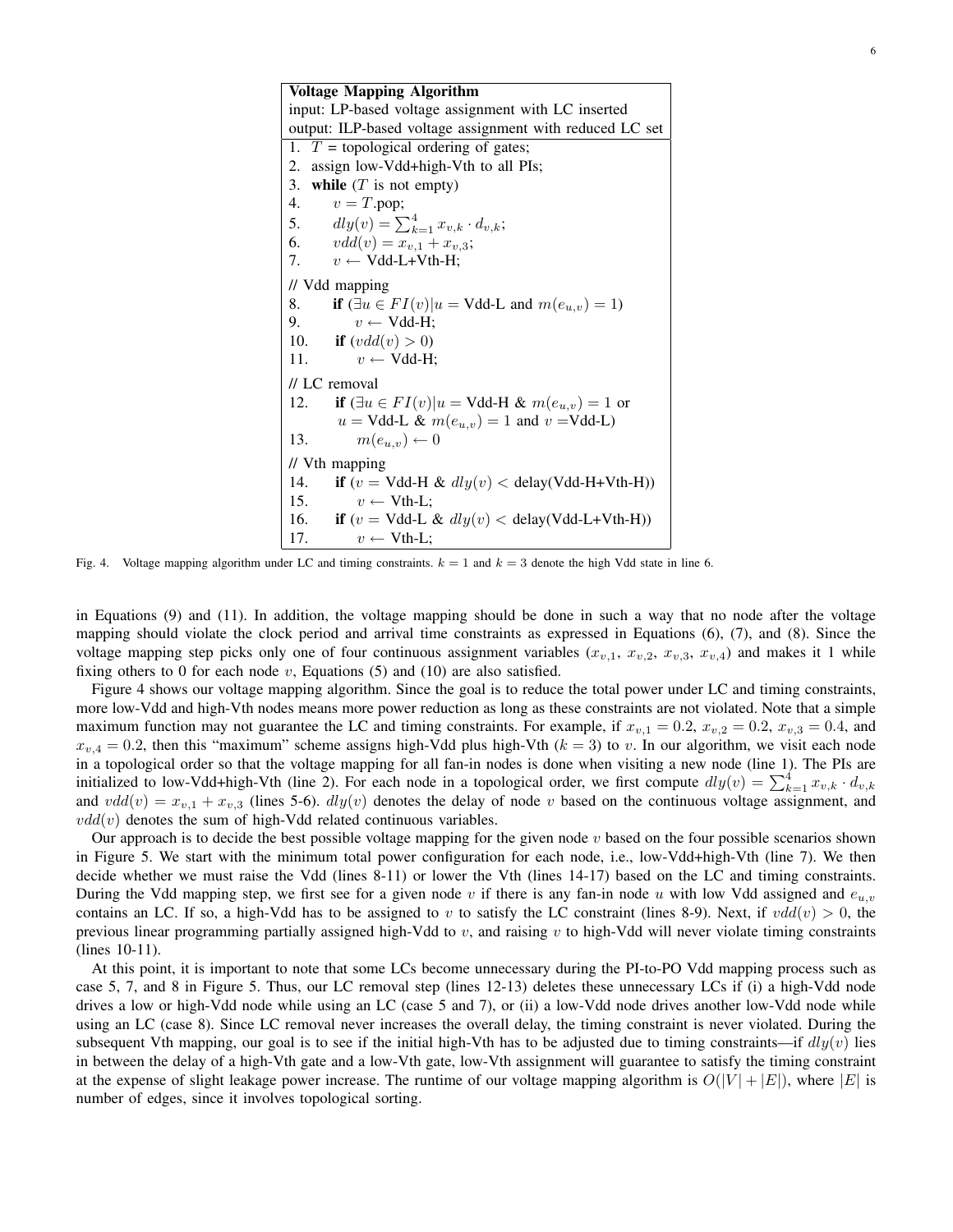```
Voltage Mapping Algorithm
input: LP-based voltage assignment with LC inserted
output: ILP-based voltage assignment with reduced LC set
1.  T = topological ordering of gates;
2.  assign low-Vdd+high-Vth to all PIs;
3.  while (T is not empty)
4.      v = T.pop;
5.      dly(v) = Σ_{k=1}^{4} x_{v,k} · d_{v,k};
6.      vdd(v) = x_{v,1} + x_{v,3};
7.      v ← Vdd-L+Vth-H;
// Vdd mapping
8.      if (∃u ∈ FI(v)|u = Vdd-L and m(e_{u,v}) = 1)
9.          v ← Vdd-H;
10.     if (vdd(v) > 0)
11.         v ← Vdd-H;
// LC removal
12.     if (∃u ∈ FI(v)|u = Vdd-H & m(e_{u,v}) = 1 or
            u = Vdd-L & m(e_{u,v}) = 1 and v =Vdd-L)
13.         m(e_{u,v}) ← 0
// Vth mapping
14.     if (v = Vdd-H & dly(v) < delay(Vdd-H+Vth-H))
15.         v ← Vth-L;
16.     if (v = Vdd-L & dly(v) < delay(Vdd-L+Vth-H))
17.         v ← Vth-L;
```

Fig. 4. Voltage mapping algorithm under LC and timing constraints. $k = 1$ and $k = 3$ denote the high Vdd state in line 6.

in Equations (9) and (11). In addition, the voltage mapping should be done in such a way that no node after the voltage mapping should violate the clock period and arrival time constraints as expressed in Equations (6), (7), and (8). Since the voltage mapping step picks only one of four continuous assignment variables ($x_{v,1}$, $x_{v,2}$, $x_{v,3}$, $x_{v,4}$) and makes it 1 while fixing others to 0 for each node $v$, Equations (5) and (10) are also satisfied.

Figure 4 shows our voltage mapping algorithm. Since the goal is to reduce the total power under LC and timing constraints, more low-Vdd and high-Vth nodes means more power reduction as long as these constraints are not violated. Note that a simple maximum function may not guarantee the LC and timing constraints. For example, if $x_{v,1} = 0.2$, $x_{v,2} = 0.2$, $x_{v,3} = 0.4$, and $x_{v,4} = 0.2$, then this "maximum" scheme assigns high-Vdd plus high-Vth ($k = 3$) to $v$. In our algorithm, we visit each node in a topological order so that the voltage mapping for all fan-in nodes is done when visiting a new node (line 1). The PIs are initialized to low-Vdd+high-Vth (line 2). For each node in a topological order, we first compute $dly(v) = \sum_{k=1}^{4} x_{v,k} \cdot d_{v,k}$ and $vdd(v) = x_{v,1} + x_{v,3}$ (lines 5-6). $dly(v)$ denotes the delay of node $v$ based on the continuous voltage assignment, and $vdd(v)$ denotes the sum of high-Vdd related continuous variables.

Our approach is to decide the best possible voltage mapping for the given node $v$ based on the four possible scenarios shown in Figure 5. We start with the minimum total power configuration for each node, i.e., low-Vdd+high-Vth (line 7). We then decide whether we must raise the Vdd (lines 8-11) or lower the Vth (lines 14-17) based on the LC and timing constraints. During the Vdd mapping step, we first see for a given node $v$ if there is any fan-in node $u$ with low Vdd assigned and $e_{u,v}$ contains an LC. If so, a high-Vdd has to be assigned to $v$ to satisfy the LC constraint (lines 8-9). Next, if $vdd(v) > 0$, the previous linear programming partially assigned high-Vdd to $v$, and raising $v$ to high-Vdd will never violate timing constraints (lines 10-11).

At this point, it is important to note that some LCs become unnecessary during the PI-to-PO Vdd mapping process such as case 5, 7, and 8 in Figure 5. Thus, our LC removal step (lines 12-13) deletes these unnecessary LCs if (i) a high-Vdd node drives a low or high-Vdd node while using an LC (case 5 and 7), or (ii) a low-Vdd node drives another low-Vdd node while using an LC (case 8). Since LC removal never increases the overall delay, the timing constraint is never violated. During the subsequent Vth mapping, our goal is to see if the initial high-Vth has to be adjusted due to timing constraints—if $dly(v)$ lies in between the delay of a high-Vth gate and a low-Vth gate, low-Vth assignment will guarantee to satisfy the timing constraint at the expense of slight leakage power increase. The runtime of our voltage mapping algorithm is $O(|V| + |E|)$, where $|E|$ is number of edges, since it involves topological sorting.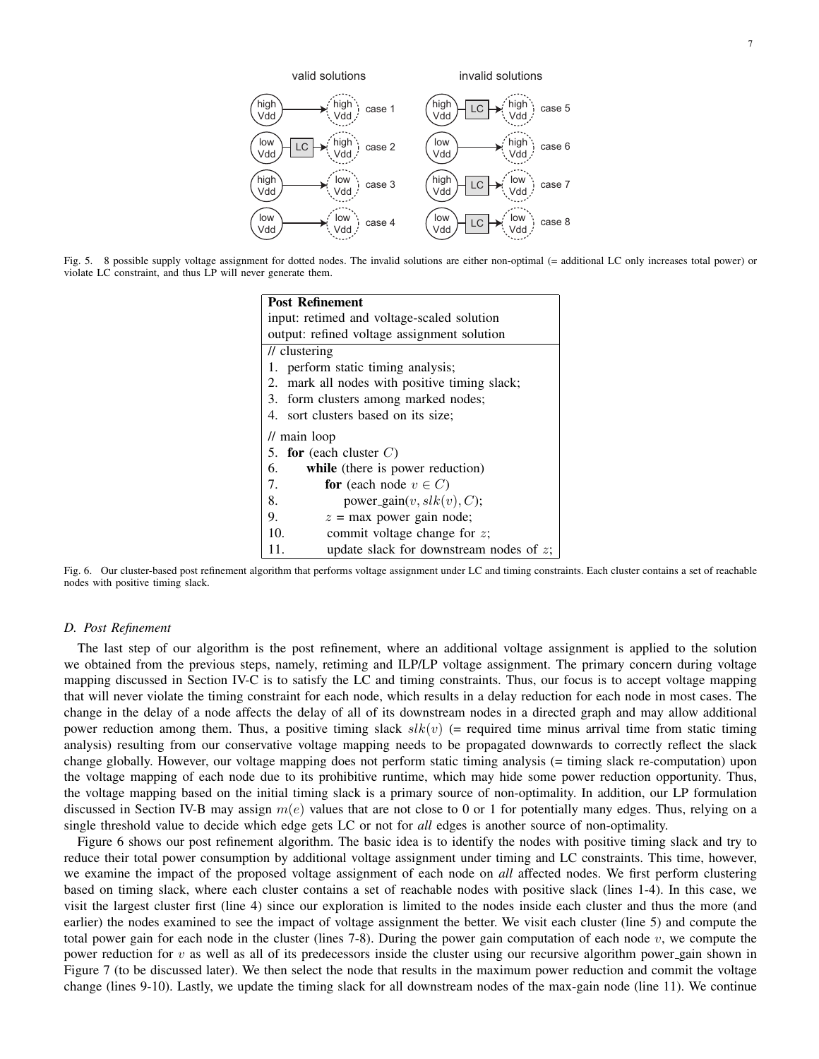valid solutions

| | | | |
|---|---|---|---|
| high Vdd | → | high Vdd | case 1 |
| low Vdd | LC → | high Vdd | case 2 |
| high Vdd | → | low Vdd | case 3 |
| low Vdd | → | low Vdd | case 4 |

invalid solutions

| | | | |
|---|---|---|---|
| high Vdd | LC → | high Vdd | case 5 |
| low Vdd | → | high Vdd | case 6 |
| high Vdd | LC → | low Vdd | case 7 |
| low Vdd | LC → | low Vdd | case 8 |

Fig. 5. 8 possible supply voltage assignment for dotted nodes. The invalid solutions are either non-optimal (= additional LC only increases total power) or violate LC constraint, and thus LP will never generate them.

```
Post Refinement
input: retimed and voltage-scaled solution
output: refined voltage assignment solution
// clustering
1.  perform static timing analysis;
2.  mark all nodes with positive timing slack;
3.  form clusters among marked nodes;
4.  sort clusters based on its size;
// main loop
5.  for (each cluster C)
6.      while (there is power reduction)
7.          for (each node v ∈ C)
8.              power_gain(v, slk(v), C);
9.          z = max power gain node;
10.         commit voltage change for z;
11.         update slack for downstream nodes of z;
```

Fig. 6. Our cluster-based post refinement algorithm that performs voltage assignment under LC and timing constraints. Each cluster contains a set of reachable nodes with positive timing slack.

### *D. Post Refinement*

The last step of our algorithm is the post refinement, where an additional voltage assignment is applied to the solution we obtained from the previous steps, namely, retiming and ILP/LP voltage assignment. The primary concern during voltage mapping discussed in Section IV-C is to satisfy the LC and timing constraints. Thus, our focus is to accept voltage mapping that will never violate the timing constraint for each node, which results in a delay reduction for each node in most cases. The change in the delay of a node affects the delay of all of its downstream nodes in a directed graph and may allow additional power reduction among them. Thus, a positive timing slack $slk(v)$ (= required time minus arrival time from static timing analysis) resulting from our conservative voltage mapping needs to be propagated downwards to correctly reflect the slack change globally. However, our voltage mapping does not perform static timing analysis (= timing slack re-computation) upon the voltage mapping of each node due to its prohibitive runtime, which may hide some power reduction opportunity. Thus, the voltage mapping based on the initial timing slack is a primary source of non-optimality. In addition, our LP formulation discussed in Section IV-B may assign $m(e)$ values that are not close to 0 or 1 for potentially many edges. Thus, relying on a single threshold value to decide which edge gets LC or not for *all* edges is another source of non-optimality.

Figure 6 shows our post refinement algorithm. The basic idea is to identify the nodes with positive timing slack and try to reduce their total power consumption by additional voltage assignment under timing and LC constraints. This time, however, we examine the impact of the proposed voltage assignment of each node on *all* affected nodes. We first perform clustering based on timing slack, where each cluster contains a set of reachable nodes with positive slack (lines 1-4). In this case, we visit the largest cluster first (line 4) since our exploration is limited to the nodes inside each cluster and thus the more (and earlier) the nodes examined to see the impact of voltage assignment the better. We visit each cluster (line 5) and compute the total power gain for each node in the cluster (lines 7-8). During the power gain computation of each node $v$, we compute the power reduction for $v$ as well as all of its predecessors inside the cluster using our recursive algorithm power_gain shown in Figure 7 (to be discussed later). We then select the node that results in the maximum power reduction and commit the voltage change (lines 9-10). Lastly, we update the timing slack for all downstream nodes of the max-gain node (line 11). We continue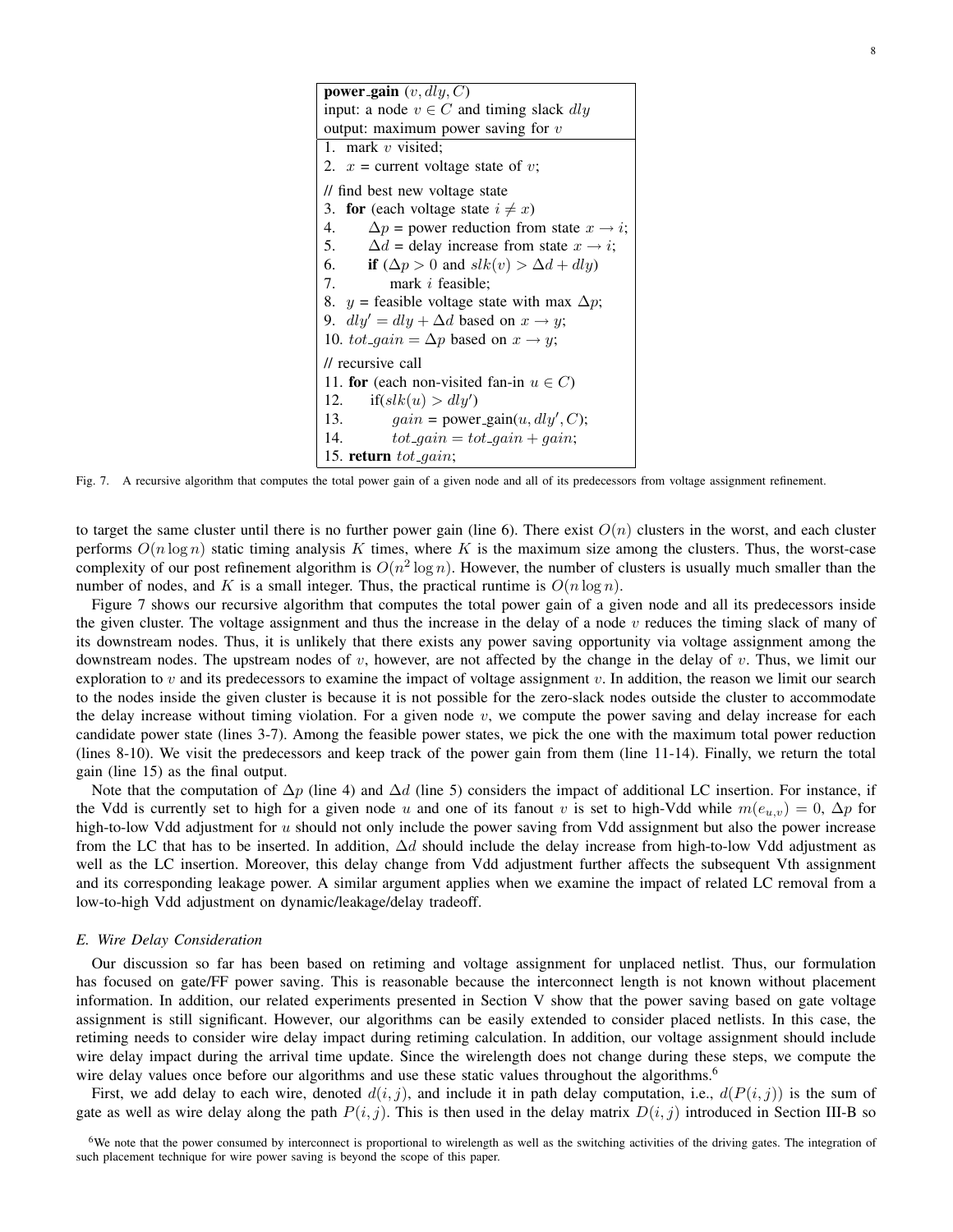```
power_gain (v, dly, C)
input: a node v ∈ C and timing slack dly
output: maximum power saving for v

1. mark v visited;
2. x = current voltage state of v;
// find best new voltage state
3. for (each voltage state i ≠ x)
4.     Δp = power reduction from state x → i;
5.     Δd = delay increase from state x → i;
6.     if (Δp > 0 and slk(v) > Δd + dly)
7.         mark i feasible;
8. y = feasible voltage state with max Δp;
9. dly' = dly + Δd based on x → y;
10. tot_gain = Δp based on x → y;
// recursive call
11. for (each non-visited fan-in u ∈ C)
12.     if(slk(u) > dly')
13.         gain = power_gain(u, dly', C);
14.         tot_gain = tot_gain + gain;
15. return tot_gain;
```

Fig. 7. A recursive algorithm that computes the total power gain of a given node and all of its predecessors from voltage assignment refinement.

to target the same cluster until there is no further power gain (line 6). There exist $O(n)$ clusters in the worst, and each cluster performs $O(n \log n)$ static timing analysis $K$ times, where $K$ is the maximum size among the clusters. Thus, the worst-case complexity of our post refinement algorithm is $O(n^2 \log n)$. However, the number of clusters is usually much smaller than the number of nodes, and $K$ is a small integer. Thus, the practical runtime is $O(n \log n)$.

Figure 7 shows our recursive algorithm that computes the total power gain of a given node and all its predecessors inside the given cluster. The voltage assignment and thus the increase in the delay of a node $v$ reduces the timing slack of many of its downstream nodes. Thus, it is unlikely that there exists any power saving opportunity via voltage assignment among the downstream nodes. The upstream nodes of $v$, however, are not affected by the change in the delay of $v$. Thus, we limit our exploration to $v$ and its predecessors to examine the impact of voltage assignment $v$. In addition, the reason we limit our search to the nodes inside the given cluster is because it is not possible for the zero-slack nodes outside the cluster to accommodate the delay increase without timing violation. For a given node $v$, we compute the power saving and delay increase for each candidate power state (lines 3-7). Among the feasible power states, we pick the one with the maximum total power reduction (lines 8-10). We visit the predecessors and keep track of the power gain from them (line 11-14). Finally, we return the total gain (line 15) as the final output.

Note that the computation of $\Delta p$ (line 4) and $\Delta d$ (line 5) considers the impact of additional LC insertion. For instance, if the Vdd is currently set to high for a given node $u$ and one of its fanout $v$ is set to high-Vdd while $m(e_{u,v}) = 0$, $\Delta p$ for high-to-low Vdd adjustment for $u$ should not only include the power saving from Vdd assignment but also the power increase from the LC that has to be inserted. In addition, $\Delta d$ should include the delay increase from high-to-low Vdd adjustment as well as the LC insertion. Moreover, this delay change from Vdd adjustment further affects the subsequent Vth assignment and its corresponding leakage power. A similar argument applies when we examine the impact of related LC removal from a low-to-high Vdd adjustment on dynamic/leakage/delay tradeoff.

### E. Wire Delay Consideration

Our discussion so far has been based on retiming and voltage assignment for unplaced netlist. Thus, our formulation has focused on gate/FF power saving. This is reasonable because the interconnect length is not known without placement information. In addition, our related experiments presented in Section V show that the power saving based on gate voltage assignment is still significant. However, our algorithms can be easily extended to consider placed netlists. In this case, the retiming needs to consider wire delay impact during retiming calculation. In addition, our voltage assignment should include wire delay impact during the arrival time update. Since the wirelength does not change during these steps, we compute the wire delay values once before our algorithms and use these static values throughout the algorithms.[6]

First, we add delay to each wire, denoted $d(i, j)$, and include it in path delay computation, i.e., $d(P(i, j))$ is the sum of gate as well as wire delay along the path $P(i, j)$. This is then used in the delay matrix $D(i, j)$ introduced in Section III-B so

[6] We note that the power consumed by interconnect is proportional to wirelength as well as the switching activities of the driving gates. The integration of such placement technique for wire power saving is beyond the scope of this paper.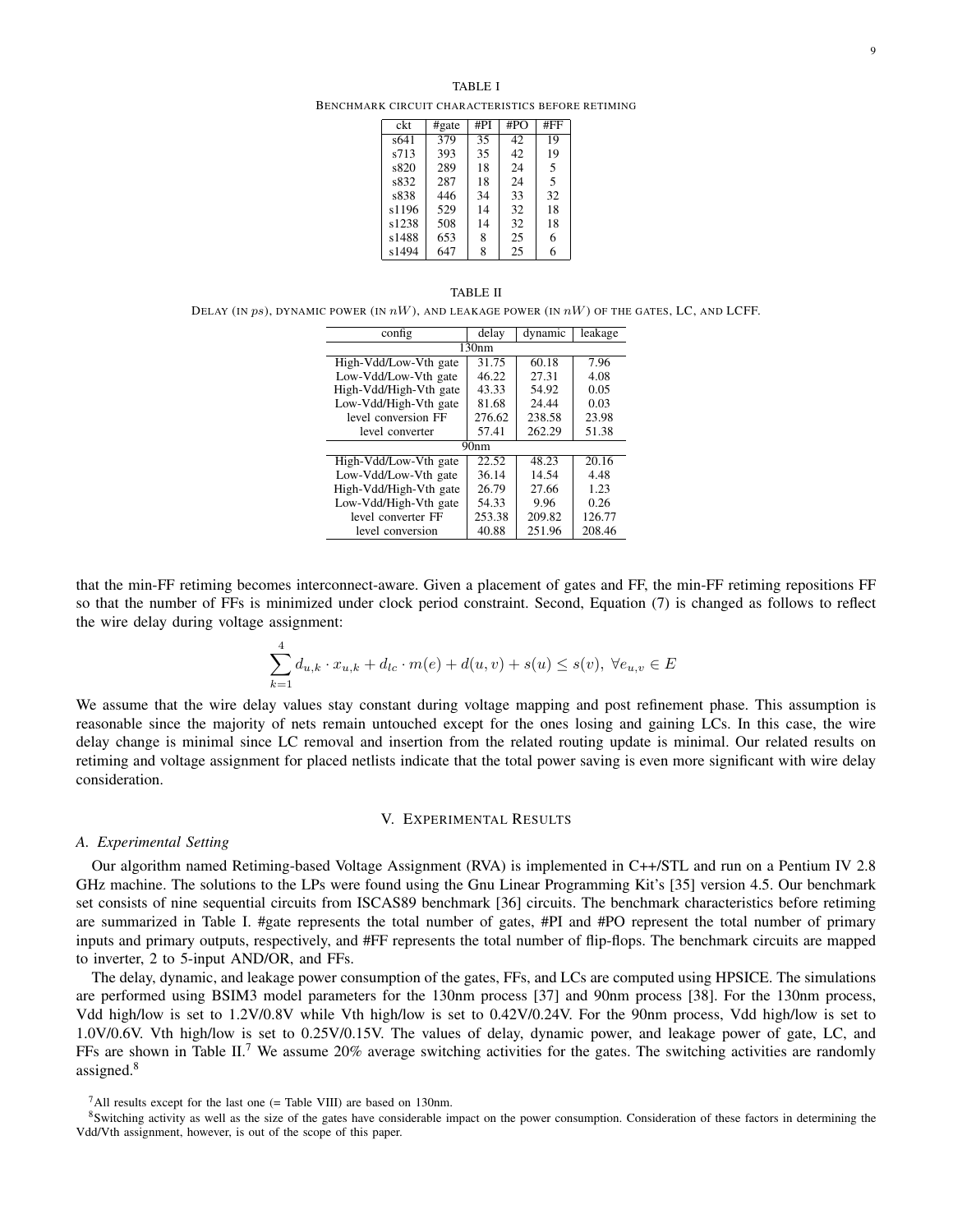TABLE I

BENCHMARK CIRCUIT CHARACTERISTICS BEFORE RETIMING

| ckt | #gate | #PI | #PO | #FF |
|---|---|---|---|---|
| s641 | 379 | 35 | 42 | 19 |
| s713 | 393 | 35 | 42 | 19 |
| s820 | 289 | 18 | 24 | 5 |
| s832 | 287 | 18 | 24 | 5 |
| s838 | 446 | 34 | 33 | 32 |
| s1196 | 529 | 14 | 32 | 18 |
| s1238 | 508 | 14 | 32 | 18 |
| s1488 | 653 | 8 | 25 | 6 |
| s1494 | 647 | 8 | 25 | 6 |

TABLE II

DELAY (IN $ps$), DYNAMIC POWER (IN $nW$), AND LEAKAGE POWER (IN $nW$) OF THE GATES, LC, AND LCFF.

| config | delay | dynamic | leakage |
|---|---|---|---|
| 130nm | | | |
| High-Vdd/Low-Vth gate | 31.75 | 60.18 | 7.96 |
| Low-Vdd/Low-Vth gate | 46.22 | 27.31 | 4.08 |
| High-Vdd/High-Vth gate | 43.33 | 54.92 | 0.05 |
| Low-Vdd/High-Vth gate | 81.68 | 24.44 | 0.03 |
| level conversion FF | 276.62 | 238.58 | 23.98 |
| level converter | 57.41 | 262.29 | 51.38 |
| 90nm | | | |
| High-Vdd/Low-Vth gate | 22.52 | 48.23 | 20.16 |
| Low-Vdd/Low-Vth gate | 36.14 | 14.54 | 4.48 |
| High-Vdd/High-Vth gate | 26.79 | 27.66 | 1.23 |
| Low-Vdd/High-Vth gate | 54.33 | 9.96 | 0.26 |
| level converter FF | 253.38 | 209.82 | 126.77 |
| level conversion | 40.88 | 251.96 | 208.46 |

that the min-FF retiming becomes interconnect-aware. Given a placement of gates and FF, the min-FF retiming repositions FF so that the number of FFs is minimized under clock period constraint. Second, Equation (7) is changed as follows to reflect the wire delay during voltage assignment:

$$\sum_{k=1}^{4} d_{u,k} \cdot x_{u,k} + d_{lc} \cdot m(e) + d(u,v) + s(u) \leq s(v),\ \forall e_{u,v} \in E$$

We assume that the wire delay values stay constant during voltage mapping and post refinement phase. This assumption is reasonable since the majority of nets remain untouched except for the ones losing and gaining LCs. In this case, the wire delay change is minimal since LC removal and insertion from the related routing update is minimal. Our related results on retiming and voltage assignment for placed netlists indicate that the total power saving is even more significant with wire delay consideration.

## V. EXPERIMENTAL RESULTS

### A. Experimental Setting

Our algorithm named Retiming-based Voltage Assignment (RVA) is implemented in C++/STL and run on a Pentium IV 2.8 GHz machine. The solutions to the LPs were found using the Gnu Linear Programming Kit's [35] version 4.5. Our benchmark set consists of nine sequential circuits from ISCAS89 benchmark [36] circuits. The benchmark characteristics before retiming are summarized in Table I. #gate represents the total number of gates, #PI and #PO represent the total number of primary inputs and primary outputs, respectively, and #FF represents the total number of flip-flops. The benchmark circuits are mapped to inverter, 2 to 5-input AND/OR, and FFs.

The delay, dynamic, and leakage power consumption of the gates, FFs, and LCs are computed using HPSICE. The simulations are performed using BSIM3 model parameters for the 130nm process [37] and 90nm process [38]. For the 130nm process, Vdd high/low is set to 1.2V/0.8V while Vth high/low is set to 0.42V/0.24V. For the 90nm process, Vdd high/low is set to 1.0V/0.6V. Vth high/low is set to 0.25V/0.15V. The values of delay, dynamic power, and leakage power of gate, LC, and FFs are shown in Table II.[7] We assume 20% average switching activities for the gates. The switching activities are randomly assigned.[8]

[7]All results except for the last one (= Table VIII) are based on 130nm.

[8]Switching activity as well as the size of the gates have considerable impact on the power consumption. Consideration of these factors in determining the Vdd/Vth assignment, however, is out of the scope of this paper.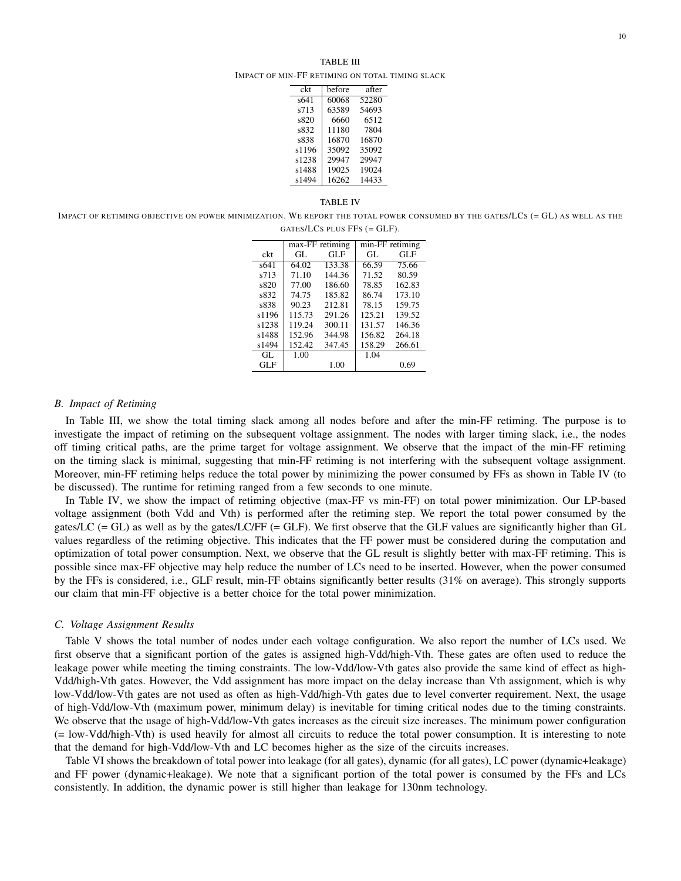TABLE III

IMPACT OF MIN-FF RETIMING ON TOTAL TIMING SLACK

| ckt | before | after |
|---|---|---|
| s641 | 60068 | 52280 |
| s713 | 63589 | 54693 |
| s820 | 6660 | 6512 |
| s832 | 11180 | 7804 |
| s838 | 16870 | 16870 |
| s1196 | 35092 | 35092 |
| s1238 | 29947 | 29947 |
| s1488 | 19025 | 19024 |
| s1494 | 16262 | 14433 |

TABLE IV

IMPACT OF RETIMING OBJECTIVE ON POWER MINIMIZATION. WE REPORT THE TOTAL POWER CONSUMED BY THE GATES/LCS (= GL) AS WELL AS THE GATES/LCS PLUS FFS (= GLF).

| | max-FF retiming | | min-FF retiming | |
|---|---|---|---|---|
| ckt | GL | GLF | GL | GLF |
| s641 | 64.02 | 133.38 | 66.59 | 75.66 |
| s713 | 71.10 | 144.36 | 71.52 | 80.59 |
| s820 | 77.00 | 186.60 | 78.85 | 162.83 |
| s832 | 74.75 | 185.82 | 86.74 | 173.10 |
| s838 | 90.23 | 212.81 | 78.15 | 159.75 |
| s1196 | 115.73 | 291.26 | 125.21 | 139.52 |
| s1238 | 119.24 | 300.11 | 131.57 | 146.36 |
| s1488 | 152.96 | 344.98 | 156.82 | 264.18 |
| s1494 | 152.42 | 347.45 | 158.29 | 266.61 |
| GL | 1.00 | | 1.04 | |
| GLF | | 1.00 | | 0.69 |

### B. Impact of Retiming

In Table III, we show the total timing slack among all nodes before and after the min-FF retiming. The purpose is to investigate the impact of retiming on the subsequent voltage assignment. The nodes with larger timing slack, i.e., the nodes off timing critical paths, are the prime target for voltage assignment. We observe that the impact of the min-FF retiming on the timing slack is minimal, suggesting that min-FF retiming is not interfering with the subsequent voltage assignment. Moreover, min-FF retiming helps reduce the total power by minimizing the power consumed by FFs as shown in Table IV (to be discussed). The runtime for retiming ranged from a few seconds to one minute.

In Table IV, we show the impact of retiming objective (max-FF vs min-FF) on total power minimization. Our LP-based voltage assignment (both Vdd and Vth) is performed after the retiming step. We report the total power consumed by the gates/LC (= GL) as well as by the gates/LC/FF (= GLF). We first observe that the GLF values are significantly higher than GL values regardless of the retiming objective. This indicates that the FF power must be considered during the computation and optimization of total power consumption. Next, we observe that the GL result is slightly better with max-FF retiming. This is possible since max-FF objective may help reduce the number of LCs need to be inserted. However, when the power consumed by the FFs is considered, i.e., GLF result, min-FF obtains significantly better results (31% on average). This strongly supports our claim that min-FF objective is a better choice for the total power minimization.

### C. Voltage Assignment Results

Table V shows the total number of nodes under each voltage configuration. We also report the number of LCs used. We first observe that a significant portion of the gates is assigned high-Vdd/high-Vth. These gates are often used to reduce the leakage power while meeting the timing constraints. The low-Vdd/low-Vth gates also provide the same kind of effect as high-Vdd/high-Vth gates. However, the Vdd assignment has more impact on the delay increase than Vth assignment, which is why low-Vdd/low-Vth gates are not used as often as high-Vdd/high-Vth gates due to level converter requirement. Next, the usage of high-Vdd/low-Vth (maximum power, minimum delay) is inevitable for timing critical nodes due to the timing constraints. We observe that the usage of high-Vdd/low-Vth gates increases as the circuit size increases. The minimum power configuration (= low-Vdd/high-Vth) is used heavily for almost all circuits to reduce the total power consumption. It is interesting to note that the demand for high-Vdd/low-Vth and LC becomes higher as the size of the circuits increases.

Table VI shows the breakdown of total power into leakage (for all gates), dynamic (for all gates), LC power (dynamic+leakage) and FF power (dynamic+leakage). We note that a significant portion of the total power is consumed by the FFs and LCs consistently. In addition, the dynamic power is still higher than leakage for 130nm technology.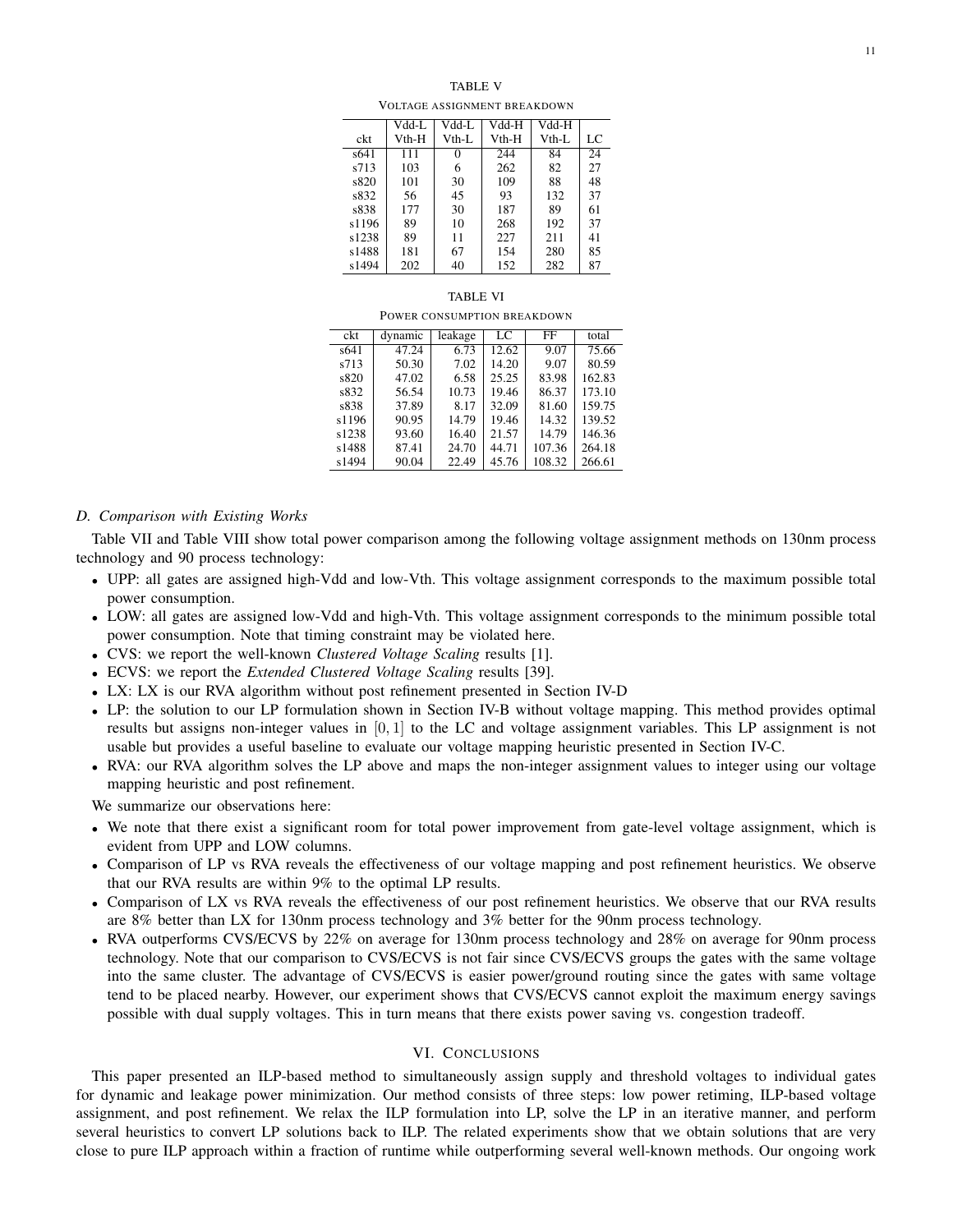TABLE V

VOLTAGE ASSIGNMENT BREAKDOWN

| ckt | Vdd-L Vth-H | Vdd-L Vth-L | Vdd-H Vth-H | Vdd-H Vth-L | LC |
|---|---|---|---|---|---|
| s641 | 111 | 0 | 244 | 84 | 24 |
| s713 | 103 | 6 | 262 | 82 | 27 |
| s820 | 101 | 30 | 109 | 88 | 48 |
| s832 | 56 | 45 | 93 | 132 | 37 |
| s838 | 177 | 30 | 187 | 89 | 61 |
| s1196 | 89 | 10 | 268 | 192 | 37 |
| s1238 | 89 | 11 | 227 | 211 | 41 |
| s1488 | 181 | 67 | 154 | 280 | 85 |
| s1494 | 202 | 40 | 152 | 282 | 87 |

TABLE VI

POWER CONSUMPTION BREAKDOWN

| ckt | dynamic | leakage | LC | FF | total |
|---|---|---|---|---|---|
| s641 | 47.24 | 6.73 | 12.62 | 9.07 | 75.66 |
| s713 | 50.30 | 7.02 | 14.20 | 9.07 | 80.59 |
| s820 | 47.02 | 6.58 | 25.25 | 83.98 | 162.83 |
| s832 | 56.54 | 10.73 | 19.46 | 86.37 | 173.10 |
| s838 | 37.89 | 8.17 | 32.09 | 81.60 | 159.75 |
| s1196 | 90.95 | 14.79 | 19.46 | 14.32 | 139.52 |
| s1238 | 93.60 | 16.40 | 21.57 | 14.79 | 146.36 |
| s1488 | 87.41 | 24.70 | 44.71 | 107.36 | 264.18 |
| s1494 | 90.04 | 22.49 | 45.76 | 108.32 | 266.61 |

### D. Comparison with Existing Works

Table VII and Table VIII show total power comparison among the following voltage assignment methods on 130nm process technology and 90 process technology:

- UPP: all gates are assigned high-Vdd and low-Vth. This voltage assignment corresponds to the maximum possible total power consumption.
- LOW: all gates are assigned low-Vdd and high-Vth. This voltage assignment corresponds to the minimum possible total power consumption. Note that timing constraint may be violated here.
- CVS: we report the well-known *Clustered Voltage Scaling* results [1].
- ECVS: we report the *Extended Clustered Voltage Scaling* results [39].
- LX: LX is our RVA algorithm without post refinement presented in Section IV-D
- LP: the solution to our LP formulation shown in Section IV-B without voltage mapping. This method provides optimal results but assigns non-integer values in $[0, 1]$ to the LC and voltage assignment variables. This LP assignment is not usable but provides a useful baseline to evaluate our voltage mapping heuristic presented in Section IV-C.
- RVA: our RVA algorithm solves the LP above and maps the non-integer assignment values to integer using our voltage mapping heuristic and post refinement.

We summarize our observations here:

- We note that there exist a significant room for total power improvement from gate-level voltage assignment, which is evident from UPP and LOW columns.
- Comparison of LP vs RVA reveals the effectiveness of our voltage mapping and post refinement heuristics. We observe that our RVA results are within 9% to the optimal LP results.
- Comparison of LX vs RVA reveals the effectiveness of our post refinement heuristics. We observe that our RVA results are 8% better than LX for 130nm process technology and 3% better for the 90nm process technology.
- RVA outperforms CVS/ECVS by 22% on average for 130nm process technology and 28% on average for 90nm process technology. Note that our comparison to CVS/ECVS is not fair since CVS/ECVS groups the gates with the same voltage into the same cluster. The advantage of CVS/ECVS is easier power/ground routing since the gates with same voltage tend to be placed nearby. However, our experiment shows that CVS/ECVS cannot exploit the maximum energy savings possible with dual supply voltages. This in turn means that there exists power saving vs. congestion tradeoff.

## VI. CONCLUSIONS

This paper presented an ILP-based method to simultaneously assign supply and threshold voltages to individual gates for dynamic and leakage power minimization. Our method consists of three steps: low power retiming, ILP-based voltage assignment, and post refinement. We relax the ILP formulation into LP, solve the LP in an iterative manner, and perform several heuristics to convert LP solutions back to ILP. The related experiments show that we obtain solutions that are very close to pure ILP approach within a fraction of runtime while outperforming several well-known methods. Our ongoing work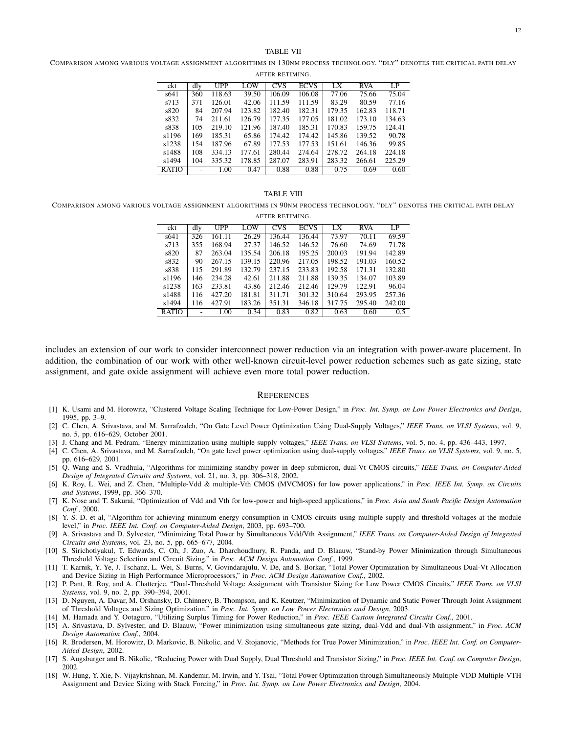TABLE VII

COMPARISON AMONG VARIOUS VOLTAGE ASSIGNMENT ALGORITHMS IN 130NM PROCESS TECHNOLOGY. "DLY" DENOTES THE CRITICAL PATH DELAY AFTER RETIMING.

| ckt | dly | UPP | LOW | CVS | ECVS | LX | RVA | LP |
|---|---|---|---|---|---|---|---|---|
| s641 | 360 | 118.63 | 39.50 | 106.09 | 106.08 | 77.06 | 75.66 | 75.04 |
| s713 | 371 | 126.01 | 42.06 | 111.59 | 111.59 | 83.29 | 80.59 | 77.16 |
| s820 | 84 | 207.94 | 123.82 | 182.40 | 182.31 | 179.35 | 162.83 | 118.71 |
| s832 | 74 | 211.61 | 126.79 | 177.35 | 177.05 | 181.02 | 173.10 | 134.63 |
| s838 | 105 | 219.10 | 121.96 | 187.40 | 185.31 | 170.83 | 159.75 | 124.41 |
| s1196 | 169 | 185.31 | 65.86 | 174.42 | 174.42 | 145.86 | 139.52 | 90.78 |
| s1238 | 154 | 187.96 | 67.89 | 177.53 | 177.53 | 151.61 | 146.36 | 99.85 |
| s1488 | 108 | 334.13 | 177.61 | 280.44 | 274.64 | 278.72 | 264.18 | 224.18 |
| s1494 | 104 | 335.32 | 178.85 | 287.07 | 283.91 | 283.32 | 266.61 | 225.29 |
| RATIO | - | 1.00 | 0.47 | 0.88 | 0.88 | 0.75 | 0.69 | 0.60 |

TABLE VIII

COMPARISON AMONG VARIOUS VOLTAGE ASSIGNMENT ALGORITHMS IN 90NM PROCESS TECHNOLOGY. "DLY" DENOTES THE CRITICAL PATH DELAY AFTER RETIMING.

| ckt | dly | UPP | LOW | CVS | ECVS | LX | RVA | LP |
|---|---|---|---|---|---|---|---|---|
| s641 | 326 | 161.11 | 26.29 | 136.44 | 136.44 | 73.97 | 70.11 | 69.59 |
| s713 | 355 | 168.94 | 27.37 | 146.52 | 146.52 | 76.60 | 74.69 | 71.78 |
| s820 | 87 | 263.04 | 135.54 | 206.18 | 195.25 | 200.03 | 191.94 | 142.89 |
| s832 | 90 | 267.15 | 139.15 | 220.96 | 217.05 | 198.52 | 191.03 | 160.52 |
| s838 | 115 | 291.89 | 132.79 | 237.15 | 233.83 | 192.58 | 171.31 | 132.80 |
| s1196 | 146 | 234.28 | 42.61 | 211.88 | 211.88 | 139.35 | 134.07 | 103.89 |
| s1238 | 163 | 233.81 | 43.86 | 212.46 | 212.46 | 129.79 | 122.91 | 96.04 |
| s1488 | 116 | 427.20 | 181.81 | 311.71 | 301.32 | 310.64 | 293.95 | 257.36 |
| s1494 | 116 | 427.91 | 183.26 | 351.31 | 346.18 | 317.75 | 295.40 | 242.00 |
| RATIO | - | 1.00 | 0.34 | 0.83 | 0.82 | 0.63 | 0.60 | 0.5 |

includes an extension of our work to consider interconnect power reduction via an integration with power-aware placement. In addition, the combination of our work with other well-known circuit-level power reduction schemes such as gate sizing, state assignment, and gate oxide assignment will achieve even more total power reduction.

## REFERENCES

[1] K. Usami and M. Horowitz, "Clustered Voltage Scaling Technique for Low-Power Design," in *Proc. Int. Symp. on Low Power Electronics and Design*, 1995, pp. 3–9.

[2] C. Chen, A. Srivastava, and M. Sarrafzadeh, "On Gate Level Power Optimization Using Dual-Supply Voltages," *IEEE Trans. on VLSI Systems*, vol. 9, no. 5, pp. 616–629, October 2001.

[3] J. Chang and M. Pedram, "Energy minimization using multiple supply voltages," *IEEE Trans. on VLSI Systems*, vol. 5, no. 4, pp. 436–443, 1997.

[4] C. Chen, A. Srivastava, and M. Sarrafzadeh, "On gate level power optimization using dual-supply voltages," *IEEE Trans. on VLSI Systems*, vol. 9, no. 5, pp. 616–629, 2001.

[5] Q. Wang and S. Vrudhula, "Algorithms for minimizing standby power in deep submicron, dual-Vt CMOS circuits," *IEEE Trans. on Computer-Aided Design of Integrated Circuits and Systems*, vol. 21, no. 3, pp. 306–318, 2002.

[6] K. Roy, L. Wei, and Z. Chen, "Multiple-Vdd & multiple-Vth CMOS (MVCMOS) for low power applications," in *Proc. IEEE Int. Symp. on Circuits and Systems*, 1999, pp. 366–370.

[7] K. Nose and T. Sakurai, "Optimization of Vdd and Vth for low-power and high-speed applications," in *Proc. Asia and South Pacific Design Automation Conf.*, 2000.

[8] Y. S. D. et al, "Algorithm for achieving minimum energy consumption in CMOS circuits using multiple supply and threshold voltages at the module level," in *Proc. IEEE Int. Conf. on Computer-Aided Design*, 2003, pp. 693–700.

[9] A. Srivastava and D. Sylvester, "Minimizing Total Power by Simultaneous Vdd/Vth Assignment," *IEEE Trans. on Computer-Aided Design of Integrated Circuits and Systems*, vol. 23, no. 5, pp. 665–677, 2004.

[10] S. Sirichotiyakul, T. Edwards, C. Oh, J. Zuo, A. Dharchoudhury, R. Panda, and D. Blaauw, "Stand-by Power Minimization through Simultaneous Threshold Voltage Selection and Circuit Sizing," in *Proc. ACM Design Automation Conf.*, 1999.

[11] T. Karnik, Y. Ye, J. Tschanz, L. Wei, S. Burns, V. Govindarajulu, V. De, and S. Borkar, "Total Power Optimization by Simultaneous Dual-Vt Allocation and Device Sizing in High Performance Microprocessors," in *Proc. ACM Design Automation Conf.*, 2002.

[12] P. Pant, R. Roy, and A. Chatterjee, "Dual-Threshold Voltage Assignment with Transistor Sizing for Low Power CMOS Circuits," *IEEE Trans. on VLSI Systems*, vol. 9, no. 2, pp. 390–394, 2001.

[13] D. Nguyen, A. Davar, M. Orshansky, D. Chinnery, B. Thompson, and K. Keutzer, "Minimization of Dynamic and Static Power Through Joint Assignment of Threshold Voltages and Sizing Optimization," in *Proc. Int. Symp. on Low Power Electronics and Design*, 2003.

[14] M. Hamada and Y. Ootaguro, "Utilizing Surplus Timing for Power Reduction," in *Proc. IEEE Custom Integrated Circuits Conf.*, 2001.

[15] A. Srivastava, D. Sylvester, and D. Blaauw, "Power minimization using simultaneous gate sizing, dual-Vdd and dual-Vth assignment," in *Proc. ACM Design Automation Conf.*, 2004.

[16] R. Brodersen, M. Horowitz, D. Markovic, B. Nikolic, and V. Stojanovic, "Methods for True Power Minimization," in *Proc. IEEE Int. Conf. on Computer-Aided Design*, 2002.

[17] S. Augsburger and B. Nikolic, "Reducing Power with Dual Supply, Dual Threshold and Transistor Sizing," in *Proc. IEEE Int. Conf. on Computer Design*, 2002.

[18] W. Hung, Y. Xie, N. Vijaykrishnan, M. Kandemir, M. Irwin, and Y. Tsai, "Total Power Optimization through Simultaneously Multiple-VDD Multiple-VTH Assignment and Device Sizing with Stack Forcing," in *Proc. Int. Symp. on Low Power Electronics and Design*, 2004.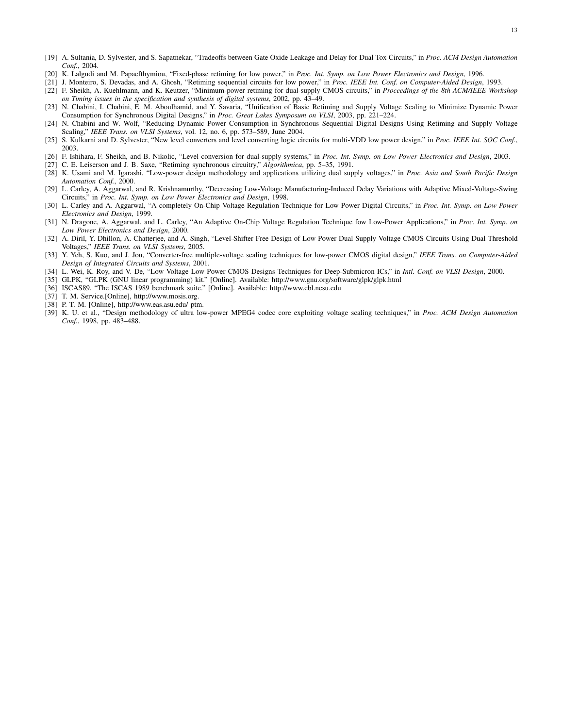[19] A. Sultania, D. Sylvester, and S. Sapatnekar, "Tradeoffs between Gate Oxide Leakage and Delay for Dual Tox Circuits," in *Proc. ACM Design Automation Conf.*, 2004.

[20] K. Lalgudi and M. Papaefthymiou, "Fixed-phase retiming for low power," in *Proc. Int. Symp. on Low Power Electronics and Design*, 1996.

[21] J. Monteiro, S. Devadas, and A. Ghosh, "Retiming sequential circuits for low power," in *Proc. IEEE Int. Conf. on Computer-Aided Design*, 1993.

[22] F. Sheikh, A. Kuehlmann, and K. Keutzer, "Minimum-power retiming for dual-supply CMOS circuits," in *Proceedings of the 8th ACM/IEEE Workshop on Timing issues in the specification and synthesis of digital systems*, 2002, pp. 43–49.

[23] N. Chabini, I. Chabini, E. M. Aboulhamid, and Y. Savaria, "Unification of Basic Retiming and Supply Voltage Scaling to Minimize Dynamic Power Consumption for Synchronous Digital Designs," in *Proc. Great Lakes Symposum on VLSI*, 2003, pp. 221–224.

[24] N. Chabini and W. Wolf, "Reducing Dynamic Power Consumption in Synchronous Sequential Digital Designs Using Retiming and Supply Voltage Scaling," *IEEE Trans. on VLSI Systems*, vol. 12, no. 6, pp. 573–589, June 2004.

[25] S. Kulkarni and D. Sylvester, "New level converters and level converting logic circuits for multi-VDD low power design," in *Proc. IEEE Int. SOC Conf.*, 2003.

[26] F. Ishihara, F. Sheikh, and B. Nikolic, "Level conversion for dual-supply systems," in *Proc. Int. Symp. on Low Power Electronics and Design*, 2003.

[27] C. E. Leiserson and J. B. Saxe, "Retiming synchronous circuitry," *Algorithmica*, pp. 5–35, 1991.

[28] K. Usami and M. Igarashi, "Low-power design methodology and applications utilizing dual supply voltages," in *Proc. Asia and South Pacific Design Automation Conf.*, 2000.

[29] L. Carley, A. Aggarwal, and R. Krishnamurthy, "Decreasing Low-Voltage Manufacturing-Induced Delay Variations with Adaptive Mixed-Voltage-Swing Circuits," in *Proc. Int. Symp. on Low Power Electronics and Design*, 1998.

[30] L. Carley and A. Aggarwal, "A completely On-Chip Voltage Regulation Technique for Low Power Digital Circuits," in *Proc. Int. Symp. on Low Power Electronics and Design*, 1999.

[31] N. Dragone, A. Aggarwal, and L. Carley, "An Adaptive On-Chip Voltage Regulation Technique fow Low-Power Applications," in *Proc. Int. Symp. on Low Power Electronics and Design*, 2000.

[32] A. Diril, Y. Dhillon, A. Chatterjee, and A. Singh, "Level-Shifter Free Design of Low Power Dual Supply Voltage CMOS Circuits Using Dual Threshold Voltages," *IEEE Trans. on VLSI Systems*, 2005.

[33] Y. Yeh, S. Kuo, and J. Jou, "Converter-free multiple-voltage scaling techniques for low-power CMOS digital design," *IEEE Trans. on Computer-Aided Design of Integrated Circuits and Systems*, 2001.

[34] L. Wei, K. Roy, and V. De, "Low Voltage Low Power CMOS Designs Techniques for Deep-Submicron ICs," in *Intl. Conf. on VLSI Design*, 2000.

[35] GLPK, "GLPK (GNU linear programming) kit." [Online]. Available: http://www.gnu.org/software/glpk/glpk.html

[36] ISCAS89, "The ISCAS 1989 benchmark suite." [Online]. Available: http://www.cbl.ncsu.edu

[37] T. M. Service.[Online], http://www.mosis.org.

[38] P. T. M. [Online], http://www.eas.asu.edu/ ptm.

[39] K. U. et al., "Design methodology of ultra low-power MPEG4 codec core exploiting voltage scaling techniques," in *Proc. ACM Design Automation Conf.*, 1998, pp. 483–488.